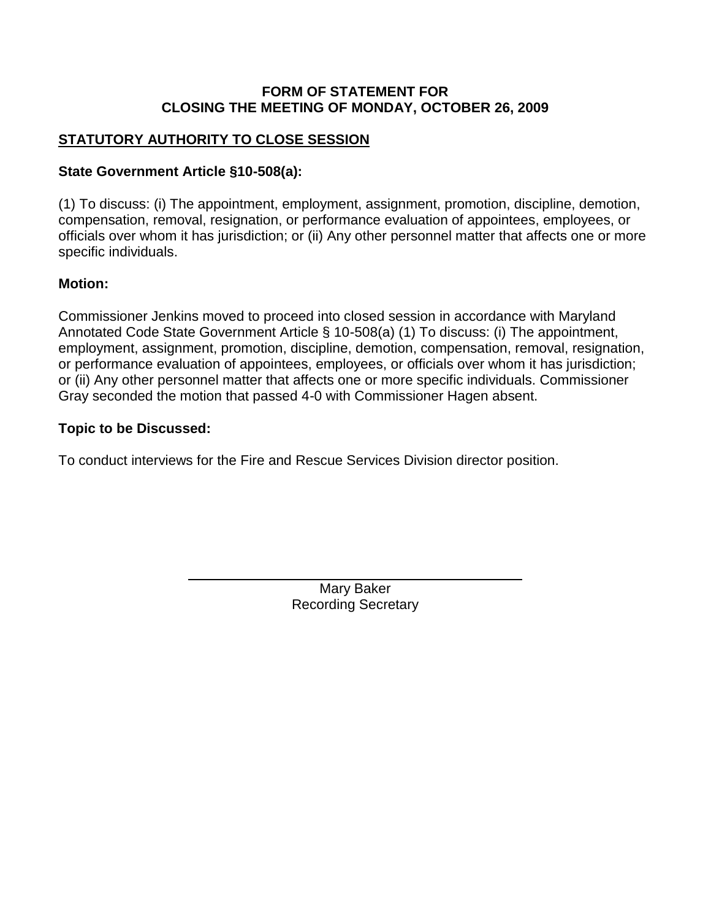**FORM OF STATEMENT FOR**
**CLOSING THE MEETING OF MONDAY, OCTOBER 26, 2009**

## STATUTORY AUTHORITY TO CLOSE SESSION

### State Government Article §10-508(a):

(1) To discuss: (i) The appointment, employment, assignment, promotion, discipline, demotion, compensation, removal, resignation, or performance evaluation of appointees, employees, or officials over whom it has jurisdiction; or (ii) Any other personnel matter that affects one or more specific individuals.

### Motion:

Commissioner Jenkins moved to proceed into closed session in accordance with Maryland Annotated Code State Government Article § 10-508(a) (1) To discuss: (i) The appointment, employment, assignment, promotion, discipline, demotion, compensation, removal, resignation, or performance evaluation of appointees, employees, or officials over whom it has jurisdiction; or (ii) Any other personnel matter that affects one or more specific individuals. Commissioner Gray seconded the motion that passed 4-0 with Commissioner Hagen absent.

### Topic to be Discussed:

To conduct interviews for the Fire and Rescue Services Division director position.

\_\_\_\_\_\_\_\_\_\_\_\_\_\_\_\_\_\_\_\_\_\_\_\_\_\_\_\_\_\_\_\_\_\_\_\_

Mary Baker
Recording Secretary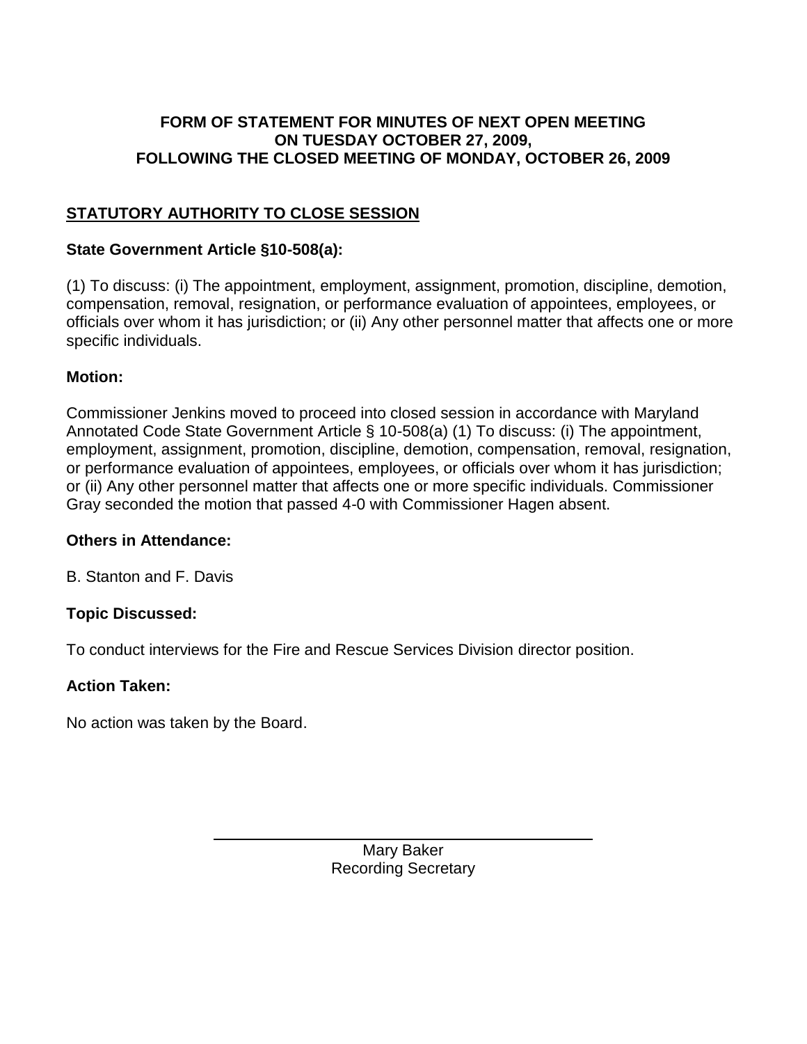**FORM OF STATEMENT FOR MINUTES OF NEXT OPEN MEETING ON TUESDAY OCTOBER 27, 2009, FOLLOWING THE CLOSED MEETING OF MONDAY, OCTOBER 26, 2009**

## <u>STATUTORY AUTHORITY TO CLOSE SESSION</u>

**State Government Article §10-508(a):**

(1) To discuss: (i) The appointment, employment, assignment, promotion, discipline, demotion, compensation, removal, resignation, or performance evaluation of appointees, employees, or officials over whom it has jurisdiction; or (ii) Any other personnel matter that affects one or more specific individuals.

**Motion:**

Commissioner Jenkins moved to proceed into closed session in accordance with Maryland Annotated Code State Government Article § 10-508(a) (1) To discuss: (i) The appointment, employment, assignment, promotion, discipline, demotion, compensation, removal, resignation, or performance evaluation of appointees, employees, or officials over whom it has jurisdiction; or (ii) Any other personnel matter that affects one or more specific individuals. Commissioner Gray seconded the motion that passed 4-0 with Commissioner Hagen absent.

**Others in Attendance:**

B. Stanton and F. Davis

**Topic Discussed:**

To conduct interviews for the Fire and Rescue Services Division director position.

**Action Taken:**

No action was taken by the Board.

Mary Baker
Recording Secretary